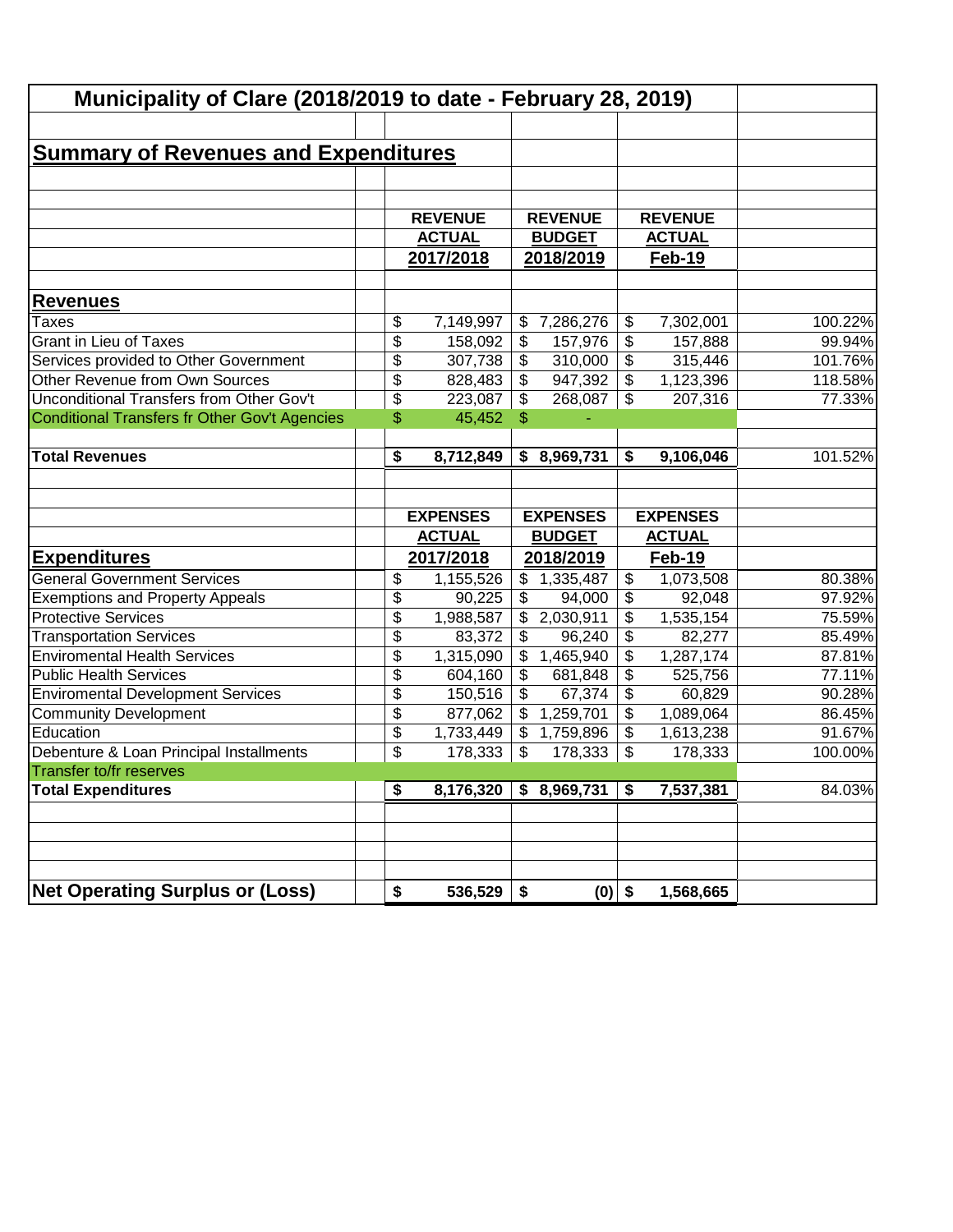# Municipality of Clare (2018/2019 to date - February 28, 2019)

## Summary of Revenues and Expenditures

| | REVENUE ACTUAL 2017/2018 | REVENUE BUDGET 2018/2019 | REVENUE ACTUAL Feb-19 | |
|---|---|---|---|---|
| **Revenues** | | | | |
| Taxes | $ 7,149,997 | $ 7,286,276 | $ 7,302,001 | 100.22% |
| Grant in Lieu of Taxes | $ 158,092 | $ 157,976 | $ 157,888 | 99.94% |
| Services provided to Other Government | $ 307,738 | $ 310,000 | $ 315,446 | 101.76% |
| Other Revenue from Own Sources | $ 828,483 | $ 947,392 | $ 1,123,396 | 118.58% |
| Unconditional Transfers from Other Gov't | $ 223,087 | $ 268,087 | $ 207,316 | 77.33% |
| Conditional Transfers fr Other Gov't Agencies | $ 45,452 | $ - | | |
| **Total Revenues** | **$ 8,712,849** | **$ 8,969,731** | **$ 9,106,046** | 101.52% |

| | EXPENSES ACTUAL 2017/2018 | EXPENSES BUDGET 2018/2019 | EXPENSES ACTUAL Feb-19 | |
|---|---|---|---|---|
| **Expenditures** | | | | |
| General Government Services | $ 1,155,526 | $ 1,335,487 | $ 1,073,508 | 80.38% |
| Exemptions and Property Appeals | $ 90,225 | $ 94,000 | $ 92,048 | 97.92% |
| Protective Services | $ 1,988,587 | $ 2,030,911 | $ 1,535,154 | 75.59% |
| Transportation Services | $ 83,372 | $ 96,240 | $ 82,277 | 85.49% |
| Enviromental Health Services | $ 1,315,090 | $ 1,465,940 | $ 1,287,174 | 87.81% |
| Public Health Services | $ 604,160 | $ 681,848 | $ 525,756 | 77.11% |
| Enviromental Development Services | $ 150,516 | $ 67,374 | $ 60,829 | 90.28% |
| Community Development | $ 877,062 | $ 1,259,701 | $ 1,089,064 | 86.45% |
| Education | $ 1,733,449 | $ 1,759,896 | $ 1,613,238 | 91.67% |
| Debenture & Loan Principal Installments | $ 178,333 | $ 178,333 | $ 178,333 | 100.00% |
| Transfer to/fr reserves | | | | |
| **Total Expenditures** | **$ 8,176,320** | **$ 8,969,731** | **$ 7,537,381** | 84.03% |
| | | | | |
| **Net Operating Surplus or (Loss)** | **$ 536,529** | **$ (0)** | **$ 1,568,665** | |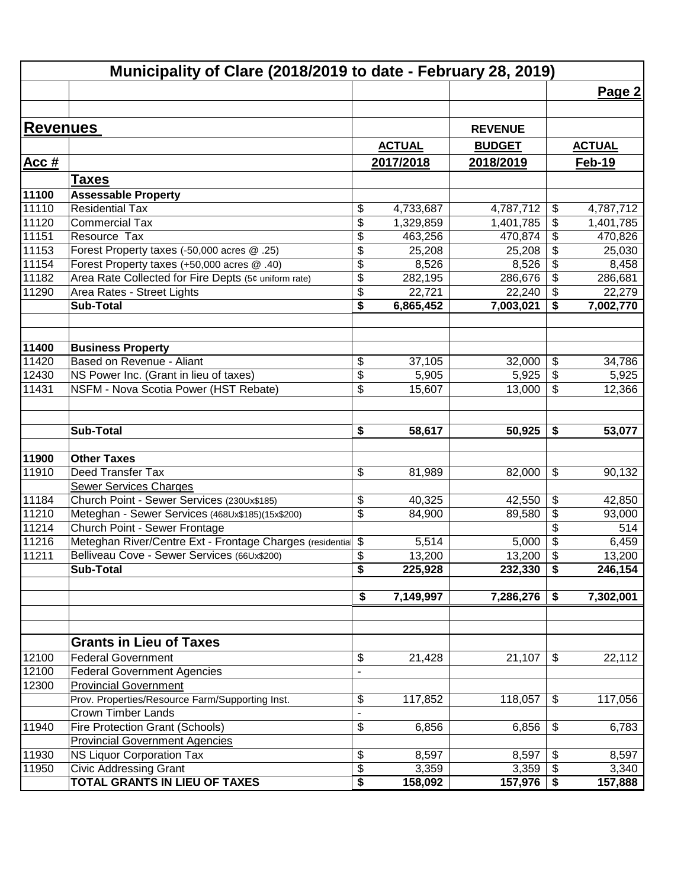# Municipality of Clare (2018/2019 to date - February 28, 2019)

Page 2

| **Revenues** | | | REVENUE | |
|---|---|---|---|---|
| | | ACTUAL | BUDGET | ACTUAL |
| **Acc #** | | 2017/2018 | 2018/2019 | Feb-19 |
| | **Taxes** | | | |
| **11100** | **Assessable Property** | | | |
| 11110 | Residential Tax | $ 4,733,687 | 4,787,712 | $ 4,787,712 |
| 11120 | Commercial Tax | $ 1,329,859 | 1,401,785 | $ 1,401,785 |
| 11151 | Resource Tax | $ 463,256 | 470,874 | $ 470,826 |
| 11153 | Forest Property taxes (-50,000 acres @ .25) | $ 25,208 | 25,208 | $ 25,030 |
| 11154 | Forest Property taxes (+50,000 acres @ .40) | $ 8,526 | 8,526 | $ 8,458 |
| 11182 | Area Rate Collected for Fire Depts (5¢ uniform rate) | $ 282,195 | 286,676 | $ 286,681 |
| 11290 | Area Rates - Street Lights | $ 22,721 | 22,240 | $ 22,279 |
| | **Sub-Total** | **$ 6,865,452** | **7,003,021** | **$ 7,002,770** |
| | | | | |
| **11400** | **Business Property** | | | |
| 11420 | Based on Revenue - Aliant | $ 37,105 | 32,000 | $ 34,786 |
| 12430 | NS Power Inc. (Grant in lieu of taxes) | $ 5,905 | 5,925 | $ 5,925 |
| 11431 | NSFM - Nova Scotia Power (HST Rebate) | $ 15,607 | 13,000 | $ 12,366 |
| | **Sub-Total** | **$ 58,617** | **50,925** | **$ 53,077** |
| | | | | |
| **11900** | **Other Taxes** | | | |
| 11910 | Deed Transfer Tax | $ 81,989 | 82,000 | $ 90,132 |
| | Sewer Services Charges | | | |
| 11184 | Church Point - Sewer Services (230Ux$185) | $ 40,325 | 42,550 | $ 42,850 |
| 11210 | Meteghan - Sewer Services (468Ux$185)(15x$200) | $ 84,900 | 89,580 | $ 93,000 |
| 11214 | Church Point - Sewer Frontage | | | $ 514 |
| 11216 | Meteghan River/Centre Ext - Frontage Charges (residential | $ 5,514 | 5,000 | $ 6,459 |
| 11211 | Belliveau Cove - Sewer Services (66Ux$200) | $ 13,200 | 13,200 | $ 13,200 |
| | **Sub-Total** | **$ 225,928** | **232,330** | **$ 246,154** |
| | | | | |
| | | **$ 7,149,997** | **7,286,276** | **$ 7,302,001** |
| | | | | |
| | **Grants in Lieu of Taxes** | | | |
| 12100 | Federal Government | $ 21,428 | 21,107 | $ 22,112 |
| 12100 | Federal Government Agencies | - | | |
| 12300 | Provincial Government | | | |
| | Prov. Properties/Resource Farm/Supporting Inst. | $ 117,852 | 118,057 | $ 117,056 |
| | Crown Timber Lands | - | | |
| 11940 | Fire Protection Grant (Schools) | $ 6,856 | 6,856 | $ 6,783 |
| | Provincial Government Agencies | | | |
| 11930 | NS Liquor Corporation Tax | $ 8,597 | 8,597 | $ 8,597 |
| 11950 | Civic Addressing Grant | $ 3,359 | 3,359 | $ 3,340 |
| | **TOTAL GRANTS IN LIEU OF TAXES** | **$ 158,092** | **157,976** | **$ 157,888** |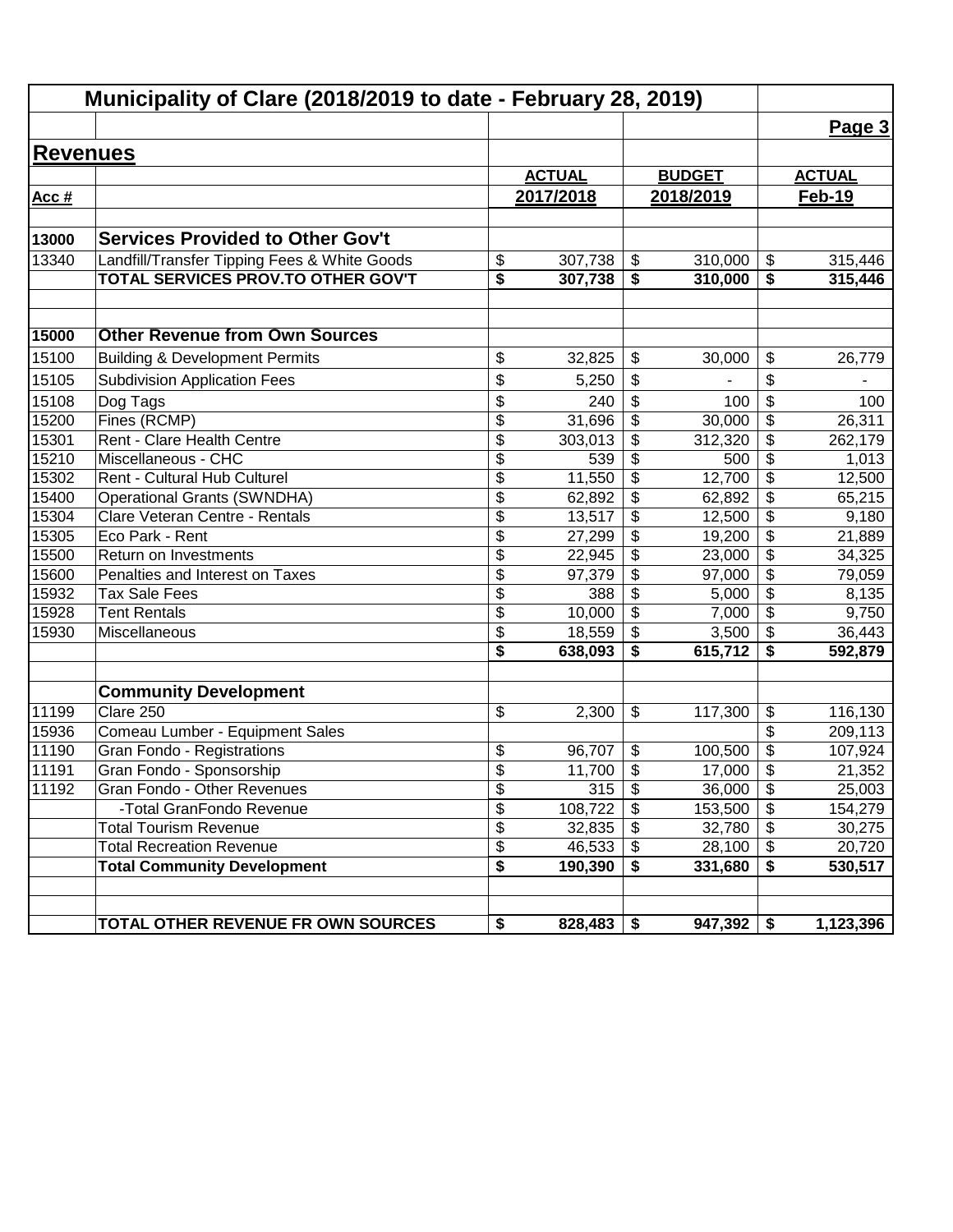# Municipality of Clare (2018/2019 to date - February 28, 2019)

## Revenues

| Acc # | | ACTUAL 2017/2018 | BUDGET 2018/2019 | ACTUAL Feb-19 |
|---|---|---|---|---|
| **13000** | **Services Provided to Other Gov't** | | | |
| 13340 | Landfill/Transfer Tipping Fees & White Goods | $ 307,738 | $ 310,000 | $ 315,446 |
| | **TOTAL SERVICES PROV.TO OTHER GOV'T** | **$ 307,738** | **$ 310,000** | **$ 315,446** |
| | | | | |
| **15000** | **Other Revenue from Own Sources** | | | |
| 15100 | Building & Development Permits | $ 32,825 | $ 30,000 | $ 26,779 |
| 15105 | Subdivision Application Fees | $ 5,250 | $ - | $ - |
| 15108 | Dog Tags | $ 240 | $ 100 | $ 100 |
| 15200 | Fines (RCMP) | $ 31,696 | $ 30,000 | $ 26,311 |
| 15301 | Rent - Clare Health Centre | $ 303,013 | $ 312,320 | $ 262,179 |
| 15210 | Miscellaneous - CHC | $ 539 | $ 500 | $ 1,013 |
| 15302 | Rent - Cultural Hub Culturel | $ 11,550 | $ 12,700 | $ 12,500 |
| 15400 | Operational Grants (SWNDHA) | $ 62,892 | $ 62,892 | $ 65,215 |
| 15304 | Clare Veteran Centre - Rentals | $ 13,517 | $ 12,500 | $ 9,180 |
| 15305 | Eco Park - Rent | $ 27,299 | $ 19,200 | $ 21,889 |
| 15500 | Return on Investments | $ 22,945 | $ 23,000 | $ 34,325 |
| 15600 | Penalties and Interest on Taxes | $ 97,379 | $ 97,000 | $ 79,059 |
| 15932 | Tax Sale Fees | $ 388 | $ 5,000 | $ 8,135 |
| 15928 | Tent Rentals | $ 10,000 | $ 7,000 | $ 9,750 |
| 15930 | Miscellaneous | $ 18,559 | $ 3,500 | $ 36,443 |
| | | **$ 638,093** | **$ 615,712** | **$ 592,879** |
| | | | | |
| | **Community Development** | | | |
| 11199 | Clare 250 | $ 2,300 | $ 117,300 | $ 116,130 |
| 15936 | Comeau Lumber - Equipment Sales | | | $ 209,113 |
| 11190 | Gran Fondo - Registrations | $ 96,707 | $ 100,500 | $ 107,924 |
| 11191 | Gran Fondo - Sponsorship | $ 11,700 | $ 17,000 | $ 21,352 |
| 11192 | Gran Fondo - Other Revenues | $ 315 | $ 36,000 | $ 25,003 |
| | -Total GranFondo Revenue | $ 108,722 | $ 153,500 | $ 154,279 |
| | Total Tourism Revenue | $ 32,835 | $ 32,780 | $ 30,275 |
| | Total Recreation Revenue | $ 46,533 | $ 28,100 | $ 20,720 |
| | **Total Community Development** | **$ 190,390** | **$ 331,680** | **$ 530,517** |
| | | | | |
| | **TOTAL OTHER REVENUE FR OWN SOURCES** | **$ 828,483** | **$ 947,392** | **$ 1,123,396** |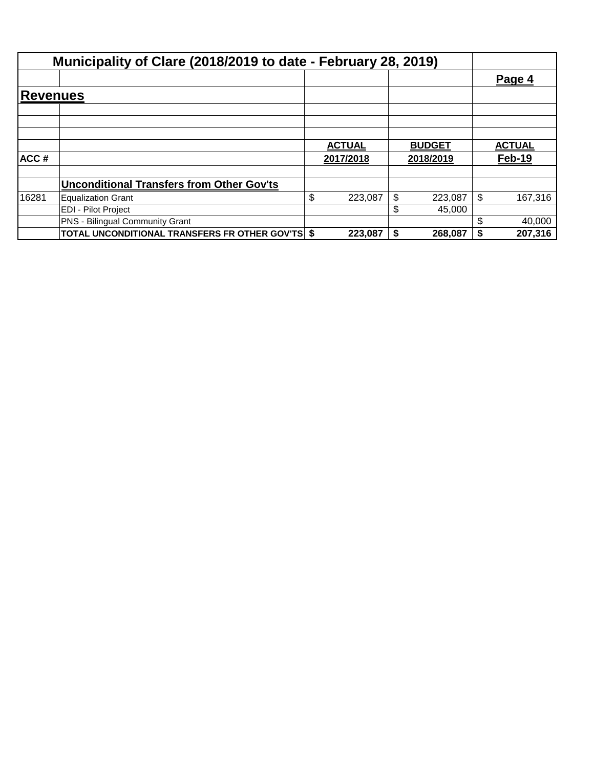# Municipality of Clare (2018/2019 to date - February 28, 2019)

**Page 4**

## Revenues

| ACC # | | ACTUAL 2017/2018 | BUDGET 2018/2019 | ACTUAL Feb-19 |
|---|---|---|---|---|
| | **Unconditional Transfers from Other Gov'ts** | | | |
| 16281 | Equalization Grant | $ 223,087 | $ 223,087 | $ 167,316 |
| | EDI - Pilot Project | | $ 45,000 | |
| | PNS - Bilingual Community Grant | | | $ 40,000 |
| | **TOTAL UNCONDITIONAL TRANSFERS FR OTHER GOV'TS** | **$ 223,087** | **$ 268,087** | **$ 207,316** |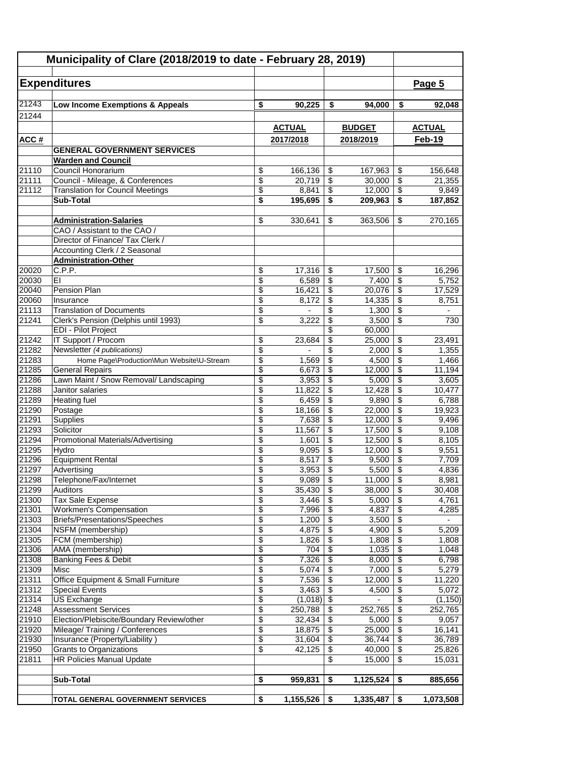# Municipality of Clare (2018/2019 to date - February 28, 2019)

## Expenditures

Page 5

| ACC # | | ACTUAL 2017/2018 | BUDGET 2018/2019 | ACTUAL Feb-19 |
|---|---|---|---|---|
| 21243 | **Low Income Exemptions & Appeals** | **$ 90,225** | **$ 94,000** | **$ 92,048** |
| 21244 | | | | |
| | **GENERAL GOVERNMENT SERVICES** | | | |
| | **Warden and Council** | | | |
| 21110 | Council Honorarium | $ 166,136 | $ 167,963 | $ 156,648 |
| 21111 | Council - Mileage, & Conferences | $ 20,719 | $ 30,000 | $ 21,355 |
| 21112 | Translation for Council Meetings | $ 8,841 | $ 12,000 | $ 9,849 |
| | **Sub-Total** | **$ 195,695** | **$ 209,963** | **$ 187,852** |
| | | | | |
| | **Administration-Salaries** | $ 330,641 | $ 363,506 | $ 270,165 |
| | CAO / Assistant to the CAO / | | | |
| | Director of Finance/ Tax Clerk / | | | |
| | Accounting Clerk / 2 Seasonal | | | |
| | **Administration-Other** | | | |
| 20020 | C.P.P. | $ 17,316 | $ 17,500 | $ 16,296 |
| 20030 | EI | $ 6,589 | $ 7,400 | $ 5,752 |
| 20040 | Pension Plan | $ 16,421 | $ 20,076 | $ 17,529 |
| 20060 | Insurance | $ 8,172 | $ 14,335 | $ 8,751 |
| 21113 | Translation of Documents | $ - | $ 1,300 | $ - |
| 21241 | Clerk's Pension (Delphis until 1993) | $ 3,222 | $ 3,500 | $ 730 |
| | EDI - Pilot Project | | $ 60,000 | |
| 21242 | IT Support / Procom | $ 23,684 | $ 25,000 | $ 23,491 |
| 21282 | Newsletter *(4 publications)* | $ - | $ 2,000 | $ 1,355 |
| 21283 | Home Page\Production\Mun Website\U-Stream | $ 1,569 | $ 4,500 | $ 1,466 |
| 21285 | General Repairs | $ 6,673 | $ 12,000 | $ 11,194 |
| 21286 | Lawn Maint / Snow Removal/ Landscaping | $ 3,953 | $ 5,000 | $ 3,605 |
| 21288 | Janitor salaries | $ 11,822 | $ 12,428 | $ 10,477 |
| 21289 | Heating fuel | $ 6,459 | $ 9,890 | $ 6,788 |
| 21290 | Postage | $ 18,166 | $ 22,000 | $ 19,923 |
| 21291 | Supplies | $ 7,638 | $ 12,000 | $ 9,496 |
| 21293 | Solicitor | $ 11,567 | $ 17,500 | $ 9,108 |
| 21294 | Promotional Materials/Advertising | $ 1,601 | $ 12,500 | $ 8,105 |
| 21295 | Hydro | $ 9,095 | $ 12,000 | $ 9,551 |
| 21296 | Equipment Rental | $ 8,517 | $ 9,500 | $ 7,709 |
| 21297 | Advertising | $ 3,953 | $ 5,500 | $ 4,836 |
| 21298 | Telephone/Fax/Internet | $ 9,089 | $ 11,000 | $ 8,981 |
| 21299 | Auditors | $ 35,430 | $ 38,000 | $ 30,408 |
| 21300 | Tax Sale Expense | $ 3,446 | $ 5,000 | $ 4,761 |
| 21301 | Workmen's Compensation | $ 7,996 | $ 4,837 | $ 4,285 |
| 21303 | Briefs/Presentations/Speeches | $ 1,200 | $ 3,500 | $ - |
| 21304 | NSFM (membership) | $ 4,875 | $ 4,900 | $ 5,209 |
| 21305 | FCM (membership) | $ 1,826 | $ 1,808 | $ 1,808 |
| 21306 | AMA (membership) | $ 704 | $ 1,035 | $ 1,048 |
| 21308 | Banking Fees & Debit | $ 7,326 | $ 8,000 | $ 6,798 |
| 21309 | Misc | $ 5,074 | $ 7,000 | $ 5,279 |
| 21311 | Office Equipment & Small Furniture | $ 7,536 | $ 12,000 | $ 11,220 |
| 21312 | Special Events | $ 3,463 | $ 4,500 | $ 5,072 |
| 21314 | US Exchange | $ (1,018) | $ - | $ (1,150) |
| 21248 | Assessment Services | $ 250,788 | $ 252,765 | $ 252,765 |
| 21910 | Election/Plebiscite/Boundary Review/other | $ 32,434 | $ 5,000 | $ 9,057 |
| 21920 | Mileage/ Training / Conferences | $ 18,875 | $ 25,000 | $ 16,141 |
| 21930 | Insurance (Property/Liability ) | $ 31,604 | $ 36,744 | $ 36,789 |
| 21950 | Grants to Organizations | $ 42,125 | $ 40,000 | $ 25,826 |
| 21811 | HR Policies Manual Update | | $ 15,000 | $ 15,031 |
| | | | | |
| | **Sub-Total** | **$ 959,831** | **$ 1,125,524** | **$ 885,656** |
| | | | | |
| | **TOTAL GENERAL GOVERNMENT SERVICES** | **$ 1,155,526** | **$ 1,335,487** | **$ 1,073,508** |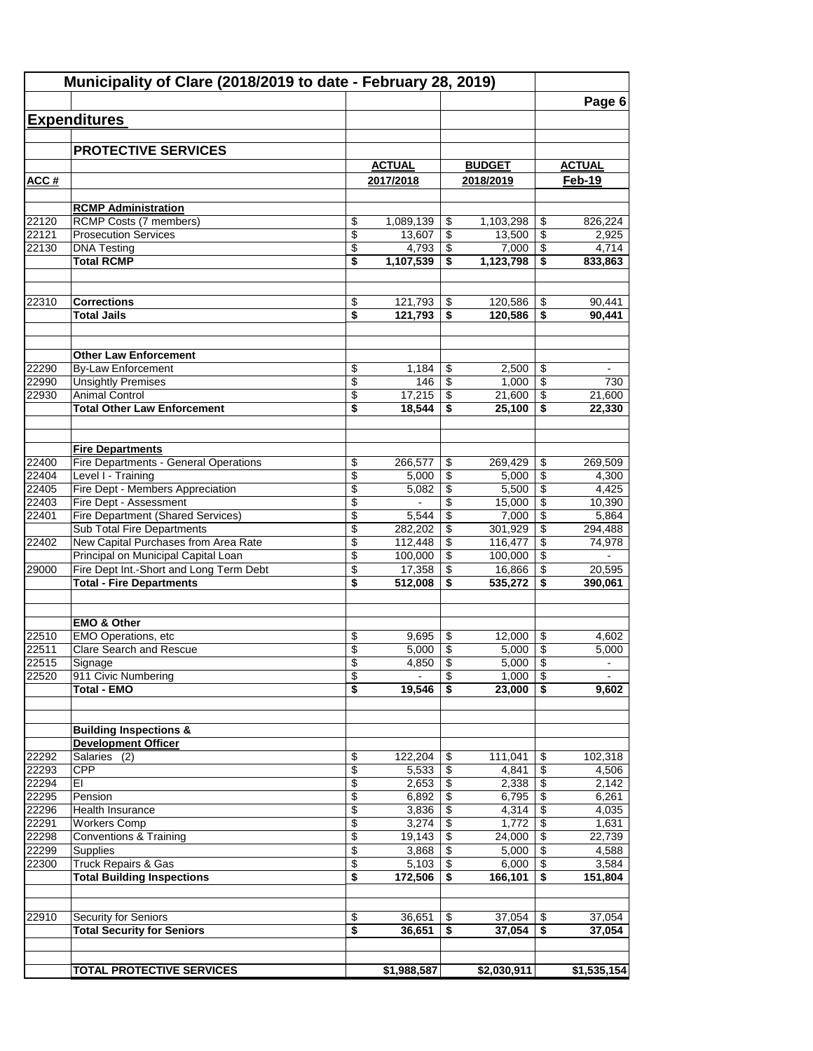# Municipality of Clare (2018/2019 to date - February 28, 2019)

## Expenditures

### PROTECTIVE SERVICES

| ACC # | | ACTUAL 2017/2018 | BUDGET 2018/2019 | ACTUAL Feb-19 |
|---|---|---|---|---|
| | **RCMP Administration** | | | |
| 22120 | RCMP Costs (7 members) | $ 1,089,139 | $ 1,103,298 | $ 826,224 |
| 22121 | Prosecution Services | $ 13,607 | $ 13,500 | $ 2,925 |
| 22130 | DNA Testing | $ 4,793 | $ 7,000 | $ 4,714 |
| | **Total RCMP** | **$ 1,107,539** | **$ 1,123,798** | **$ 833,863** |
| | | | | |
| 22310 | **Corrections** | $ 121,793 | $ 120,586 | $ 90,441 |
| | **Total Jails** | **$ 121,793** | **$ 120,586** | **$ 90,441** |
| | | | | |
| | **Other Law Enforcement** | | | |
| 22290 | By-Law Enforcement | $ 1,184 | $ 2,500 | $ - |
| 22990 | Unsightly Premises | $ 146 | $ 1,000 | $ 730 |
| 22930 | Animal Control | $ 17,215 | $ 21,600 | $ 21,600 |
| | **Total Other Law Enforcement** | **$ 18,544** | **$ 25,100** | **$ 22,330** |
| | | | | |
| | **Fire Departments** | | | |
| 22400 | Fire Departments - General Operations | $ 266,577 | $ 269,429 | $ 269,509 |
| 22404 | Level I - Training | $ 5,000 | $ 5,000 | $ 4,300 |
| 22405 | Fire Dept - Members Appreciation | $ 5,082 | $ 5,500 | $ 4,425 |
| 22403 | Fire Dept - Assessment | $ - | $ 15,000 | $ 10,390 |
| 22401 | Fire Department (Shared Services) | $ 5,544 | $ 7,000 | $ 5,864 |
| | Sub Total Fire Departments | $ 282,202 | $ 301,929 | $ 294,488 |
| 22402 | New Capital Purchases from Area Rate | $ 112,448 | $ 116,477 | $ 74,978 |
| | Principal on Municipal Capital Loan | $ 100,000 | $ 100,000 | $ - |
| 29000 | Fire Dept Int.-Short and Long Term Debt | $ 17,358 | $ 16,866 | $ 20,595 |
| | **Total - Fire Departments** | **$ 512,008** | **$ 535,272** | **$ 390,061** |
| | | | | |
| | **EMO & Other** | | | |
| 22510 | EMO Operations, etc | $ 9,695 | $ 12,000 | $ 4,602 |
| 22511 | Clare Search and Rescue | $ 5,000 | $ 5,000 | $ 5,000 |
| 22515 | Signage | $ 4,850 | $ 5,000 | $ - |
| 22520 | 911 Civic Numbering | $ - | $ 1,000 | $ - |
| | **Total - EMO** | **$ 19,546** | **$ 23,000** | **$ 9,602** |
| | | | | |
| | **Building Inspections & Development Officer** | | | |
| 22292 | Salaries (2) | $ 122,204 | $ 111,041 | $ 102,318 |
| 22293 | CPP | $ 5,533 | $ 4,841 | $ 4,506 |
| 22294 | EI | $ 2,653 | $ 2,338 | $ 2,142 |
| 22295 | Pension | $ 6,892 | $ 6,795 | $ 6,261 |
| 22296 | Health Insurance | $ 3,836 | $ 4,314 | $ 4,035 |
| 22291 | Workers Comp | $ 3,274 | $ 1,772 | $ 1,631 |
| 22298 | Conventions & Training | $ 19,143 | $ 24,000 | $ 22,739 |
| 22299 | Supplies | $ 3,868 | $ 5,000 | $ 4,588 |
| 22300 | Truck Repairs & Gas | $ 5,103 | $ 6,000 | $ 3,584 |
| | **Total Building Inspections** | **$ 172,506** | **$ 166,101** | **$ 151,804** |
| | | | | |
| 22910 | Security for Seniors | $ 36,651 | $ 37,054 | $ 37,054 |
| | **Total Security for Seniors** | **$ 36,651** | **$ 37,054** | **$ 37,054** |
| | | | | |
| | **TOTAL PROTECTIVE SERVICES** | **$1,988,587** | **$2,030,911** | **$1,535,154** |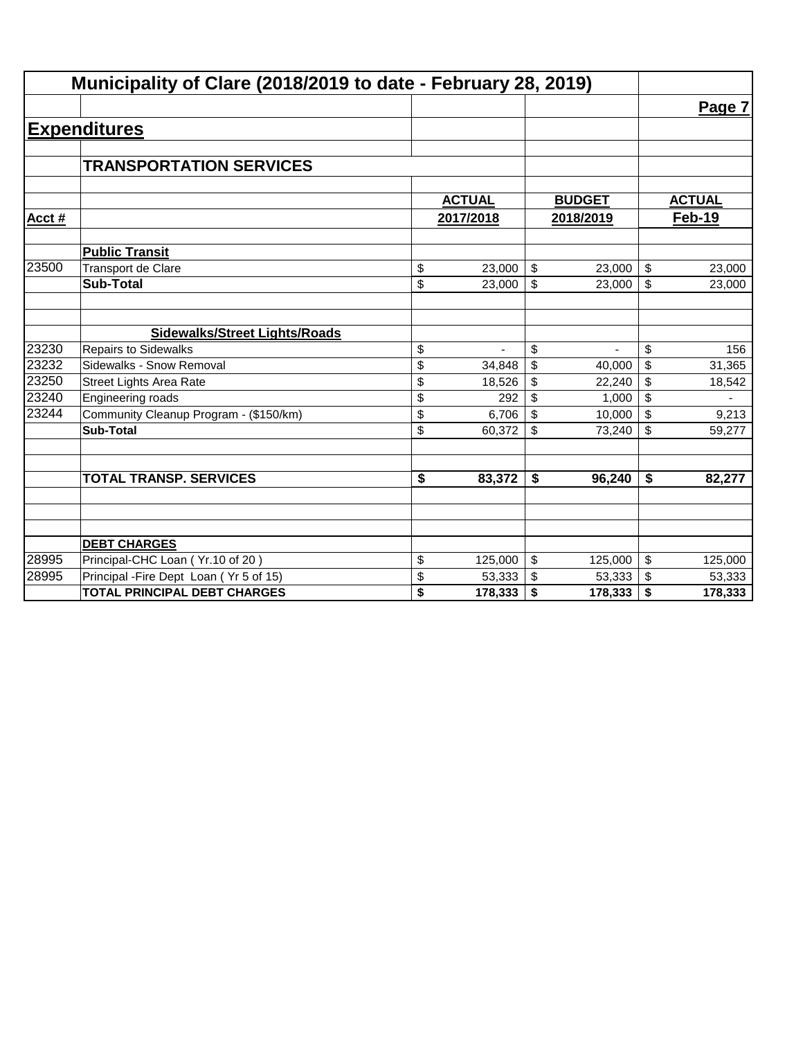# Municipality of Clare (2018/2019 to date - February 28, 2019)

## Expenditures

### TRANSPORTATION SERVICES

| Acct # | | ACTUAL 2017/2018 | BUDGET 2018/2019 | ACTUAL Feb-19 |
|---|---|---|---|---|
| | **Public Transit** | | | |
| 23500 | Transport de Clare | $ 23,000 | $ 23,000 | $ 23,000 |
| | **Sub-Total** | $ 23,000 | $ 23,000 | $ 23,000 |
| | | | | |
| | **Sidewalks/Street Lights/Roads** | | | |
| 23230 | Repairs to Sidewalks | $ - | $ - | $ 156 |
| 23232 | Sidewalks - Snow Removal | $ 34,848 | $ 40,000 | $ 31,365 |
| 23250 | Street Lights Area Rate | $ 18,526 | $ 22,240 | $ 18,542 |
| 23240 | Engineering roads | $ 292 | $ 1,000 | $ - |
| 23244 | Community Cleanup Program - ($150/km) | $ 6,706 | $ 10,000 | $ 9,213 |
| | **Sub-Total** | $ 60,372 | $ 73,240 | $ 59,277 |
| | | | | |
| | **TOTAL TRANSP. SERVICES** | **$ 83,372** | **$ 96,240** | **$ 82,277** |
| | | | | |
| | **DEBT CHARGES** | | | |
| 28995 | Principal-CHC Loan ( Yr.10 of 20 ) | $ 125,000 | $ 125,000 | $ 125,000 |
| 28995 | Principal -Fire Dept Loan ( Yr 5 of 15) | $ 53,333 | $ 53,333 | $ 53,333 |
| | **TOTAL PRINCIPAL DEBT CHARGES** | **$ 178,333** | **$ 178,333** | **$ 178,333** |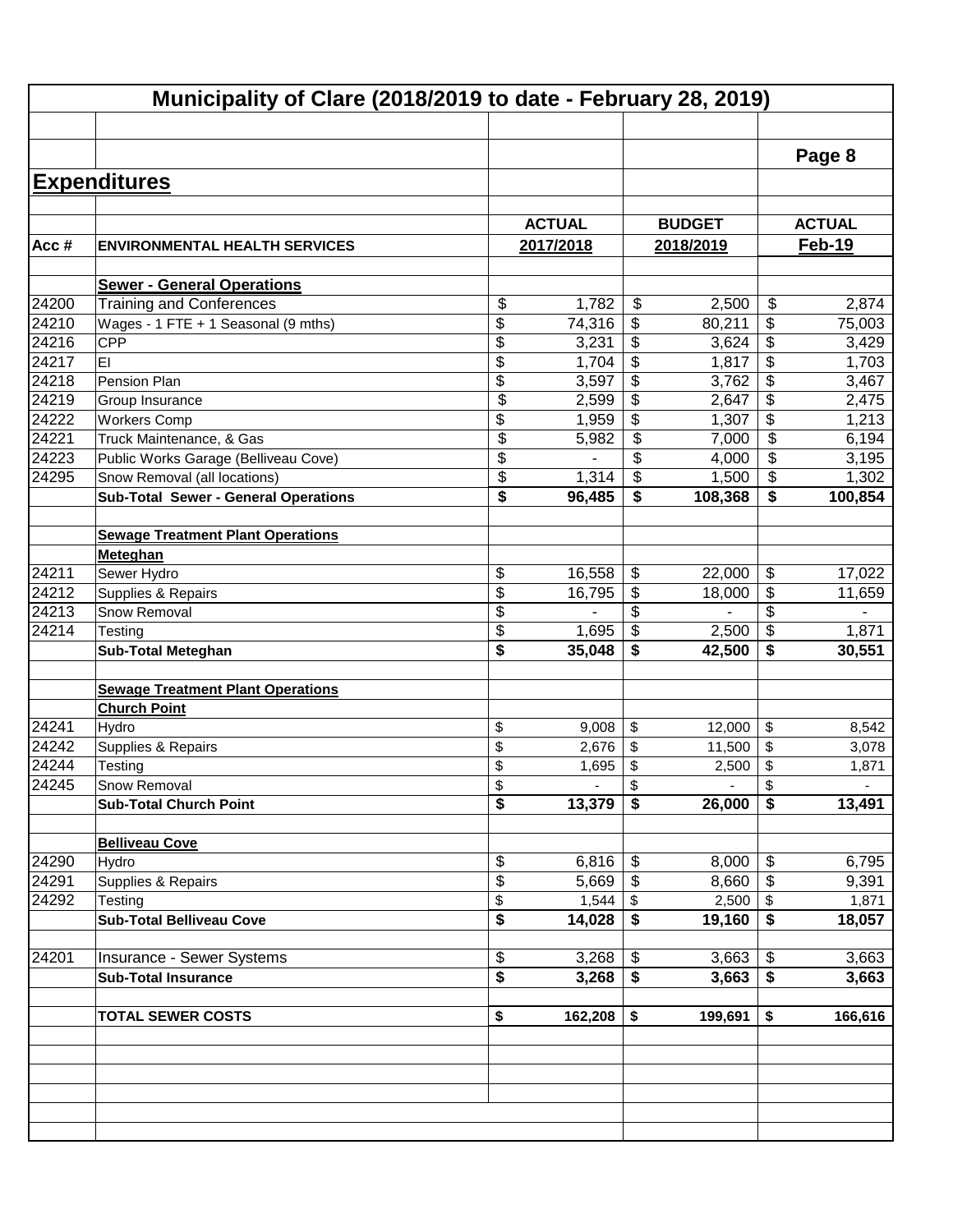# Municipality of Clare (2018/2019 to date - February 28, 2019)

## Expenditures

| Acc # | ENVIRONMENTAL HEALTH SERVICES | ACTUAL 2017/2018 | BUDGET 2018/2019 | ACTUAL Feb-19 |
|---|---|---|---|---|
| | **Sewer - General Operations** | | | |
| 24200 | Training and Conferences | $ 1,782 | $ 2,500 | $ 2,874 |
| 24210 | Wages - 1 FTE + 1 Seasonal (9 mths) | $ 74,316 | $ 80,211 | $ 75,003 |
| 24216 | CPP | $ 3,231 | $ 3,624 | $ 3,429 |
| 24217 | EI | $ 1,704 | $ 1,817 | $ 1,703 |
| 24218 | Pension Plan | $ 3,597 | $ 3,762 | $ 3,467 |
| 24219 | Group Insurance | $ 2,599 | $ 2,647 | $ 2,475 |
| 24222 | Workers Comp | $ 1,959 | $ 1,307 | $ 1,213 |
| 24221 | Truck Maintenance, & Gas | $ 5,982 | $ 7,000 | $ 6,194 |
| 24223 | Public Works Garage (Belliveau Cove) | $ - | $ 4,000 | $ 3,195 |
| 24295 | Snow Removal (all locations) | $ 1,314 | $ 1,500 | $ 1,302 |
| | **Sub-Total Sewer - General Operations** | **$ 96,485** | **$ 108,368** | **$ 100,854** |
| | **Sewage Treatment Plant Operations** | | | |
| | **Meteghan** | | | |
| 24211 | Sewer Hydro | $ 16,558 | $ 22,000 | $ 17,022 |
| 24212 | Supplies & Repairs | $ 16,795 | $ 18,000 | $ 11,659 |
| 24213 | Snow Removal | $ - | $ - | $ - |
| 24214 | Testing | $ 1,695 | $ 2,500 | $ 1,871 |
| | **Sub-Total Meteghan** | **$ 35,048** | **$ 42,500** | **$ 30,551** |
| | **Sewage Treatment Plant Operations** | | | |
| | **Church Point** | | | |
| 24241 | Hydro | $ 9,008 | $ 12,000 | $ 8,542 |
| 24242 | Supplies & Repairs | $ 2,676 | $ 11,500 | $ 3,078 |
| 24244 | Testing | $ 1,695 | $ 2,500 | $ 1,871 |
| 24245 | Snow Removal | $ - | $ - | $ - |
| | **Sub-Total Church Point** | **$ 13,379** | **$ 26,000** | **$ 13,491** |
| | **Belliveau Cove** | | | |
| 24290 | Hydro | $ 6,816 | $ 8,000 | $ 6,795 |
| 24291 | Supplies & Repairs | $ 5,669 | $ 8,660 | $ 9,391 |
| 24292 | Testing | $ 1,544 | $ 2,500 | $ 1,871 |
| | **Sub-Total Belliveau Cove** | **$ 14,028** | **$ 19,160** | **$ 18,057** |
| 24201 | Insurance - Sewer Systems | $ 3,268 | $ 3,663 | $ 3,663 |
| | **Sub-Total Insurance** | **$ 3,268** | **$ 3,663** | **$ 3,663** |
| | **TOTAL SEWER COSTS** | **$ 162,208** | **$ 199,691** | **$ 166,616** |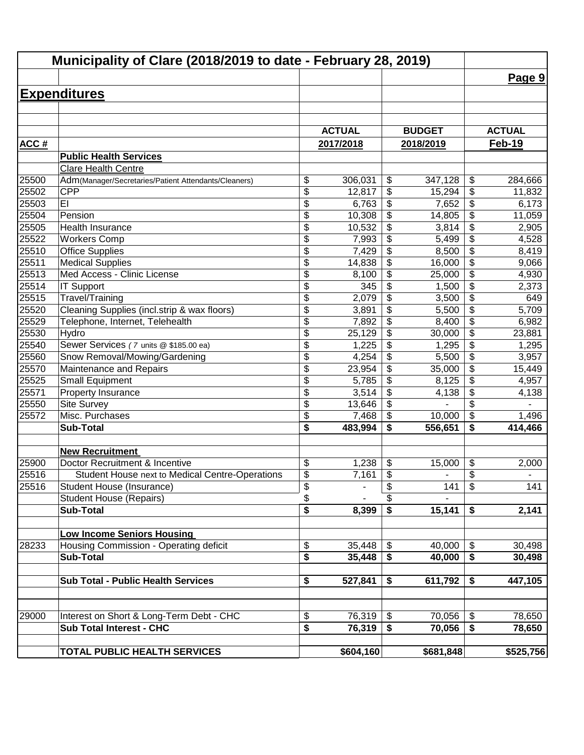# Municipality of Clare (2018/2019 to date - February 28, 2019)

## Expenditures

| ACC # | | ACTUAL 2017/2018 | BUDGET 2018/2019 | ACTUAL Feb-19 |
|---|---|---|---|---|
| | **Public Health Services** | | | |
| | Clare Health Centre | | | |
| 25500 | Adm(Manager/Secretaries/Patient Attendants/Cleaners) | $ 306,031 | $ 347,128 | $ 284,666 |
| 25502 | CPP | $ 12,817 | $ 15,294 | $ 11,832 |
| 25503 | EI | $ 6,763 | $ 7,652 | $ 6,173 |
| 25504 | Pension | $ 10,308 | $ 14,805 | $ 11,059 |
| 25505 | Health Insurance | $ 10,532 | $ 3,814 | $ 2,905 |
| 25522 | Workers Comp | $ 7,993 | $ 5,499 | $ 4,528 |
| 25510 | Office Supplies | $ 7,429 | $ 8,500 | $ 8,419 |
| 25511 | Medical Supplies | $ 14,838 | $ 16,000 | $ 9,066 |
| 25513 | Med Access - Clinic License | $ 8,100 | $ 25,000 | $ 4,930 |
| 25514 | IT Support | $ 345 | $ 1,500 | $ 2,373 |
| 25515 | Travel/Training | $ 2,079 | $ 3,500 | $ 649 |
| 25520 | Cleaning Supplies (incl.strip & wax floors) | $ 3,891 | $ 5,500 | $ 5,709 |
| 25529 | Telephone, Internet, Telehealth | $ 7,892 | $ 8,400 | $ 6,982 |
| 25530 | Hydro | $ 25,129 | $ 30,000 | $ 23,881 |
| 25540 | Sewer Services ( 7 units @ $185.00 ea) | $ 1,225 | $ 1,295 | $ 1,295 |
| 25560 | Snow Removal/Mowing/Gardening | $ 4,254 | $ 5,500 | $ 3,957 |
| 25570 | Maintenance and Repairs | $ 23,954 | $ 35,000 | $ 15,449 |
| 25525 | Small Equipment | $ 5,785 | $ 8,125 | $ 4,957 |
| 25571 | Property Insurance | $ 3,514 | $ 4,138 | $ 4,138 |
| 25550 | Site Survey | $ 13,646 | $ - | $ - |
| 25572 | Misc. Purchases | $ 7,468 | $ 10,000 | $ 1,496 |
| | **Sub-Total** | **$ 483,994** | **$ 556,651** | **$ 414,466** |
| | | | | |
| | **New Recruitment** | | | |
| 25900 | Doctor Recruitment & Incentive | $ 1,238 | $ 15,000 | $ 2,000 |
| 25516 | Student House next to Medical Centre-Operations | $ 7,161 | $ - | $ - |
| 25516 | Student House (Insurance) | $ - | $ 141 | $ 141 |
| | Student House (Repairs) | $ - | $ - | |
| | **Sub-Total** | **$ 8,399** | **$ 15,141** | **$ 2,141** |
| | | | | |
| | **Low Income Seniors Housing** | | | |
| 28233 | Housing Commission - Operating deficit | $ 35,448 | $ 40,000 | $ 30,498 |
| | **Sub-Total** | **$ 35,448** | **$ 40,000** | **$ 30,498** |
| | | | | |
| | **Sub Total - Public Health Services** | **$ 527,841** | **$ 611,792** | **$ 447,105** |
| | | | | |
| 29000 | Interest on Short & Long-Term Debt - CHC | $ 76,319 | $ 70,056 | $ 78,650 |
| | **Sub Total Interest - CHC** | **$ 76,319** | **$ 70,056** | **$ 78,650** |
| | | | | |
| | **TOTAL PUBLIC HEALTH SERVICES** | **$604,160** | **$681,848** | **$525,756** |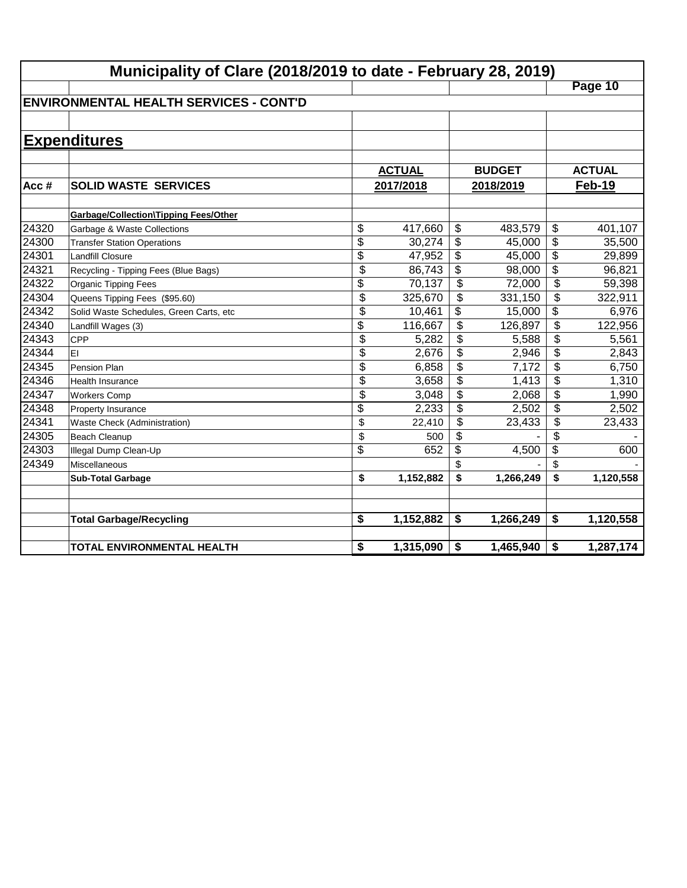# Municipality of Clare (2018/2019 to date - February 28, 2019)

## ENVIRONMENTAL HEALTH SERVICES - CONT'D

## Expenditures

| Acc # | SOLID WASTE SERVICES | ACTUAL 2017/2018 | BUDGET 2018/2019 | ACTUAL Feb-19 |
|---|---|---|---|---|
| | **Garbage/Collection\Tipping Fees/Other** | | | |
| 24320 | Garbage & Waste Collections | $ 417,660 | $ 483,579 | $ 401,107 |
| 24300 | Transfer Station Operations | $ 30,274 | $ 45,000 | $ 35,500 |
| 24301 | Landfill Closure | $ 47,952 | $ 45,000 | $ 29,899 |
| 24321 | Recycling - Tipping Fees (Blue Bags) | $ 86,743 | $ 98,000 | $ 96,821 |
| 24322 | Organic Tipping Fees | $ 70,137 | $ 72,000 | $ 59,398 |
| 24304 | Queens Tipping Fees ($95.60) | $ 325,670 | $ 331,150 | $ 322,911 |
| 24342 | Solid Waste Schedules, Green Carts, etc | $ 10,461 | $ 15,000 | $ 6,976 |
| 24340 | Landfill Wages (3) | $ 116,667 | $ 126,897 | $ 122,956 |
| 24343 | CPP | $ 5,282 | $ 5,588 | $ 5,561 |
| 24344 | EI | $ 2,676 | $ 2,946 | $ 2,843 |
| 24345 | Pension Plan | $ 6,858 | $ 7,172 | $ 6,750 |
| 24346 | Health Insurance | $ 3,658 | $ 1,413 | $ 1,310 |
| 24347 | Workers Comp | $ 3,048 | $ 2,068 | $ 1,990 |
| 24348 | Property Insurance | $ 2,233 | $ 2,502 | $ 2,502 |
| 24341 | Waste Check (Administration) | $ 22,410 | $ 23,433 | $ 23,433 |
| 24305 | Beach Cleanup | $ 500 | $ - | $ - |
| 24303 | Illegal Dump Clean-Up | $ 652 | $ 4,500 | $ 600 |
| 24349 | Miscellaneous | | $ - | $ - |
| | **Sub-Total Garbage** | **$ 1,152,882** | **$ 1,266,249** | **$ 1,120,558** |
| | | | | |
| | **Total Garbage/Recycling** | **$ 1,152,882** | **$ 1,266,249** | **$ 1,120,558** |
| | | | | |
| | **TOTAL ENVIRONMENTAL HEALTH** | **$ 1,315,090** | **$ 1,465,940** | **$ 1,287,174** |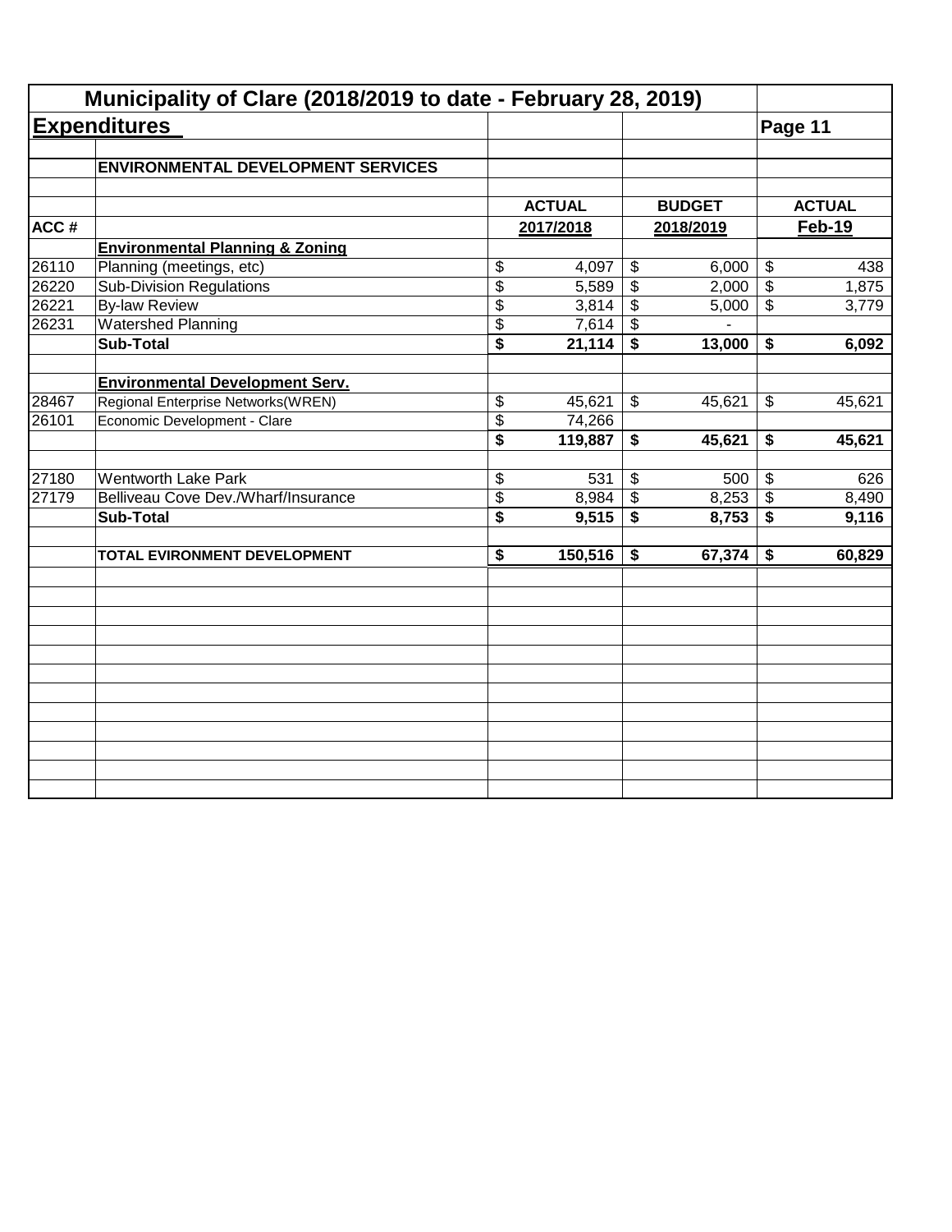## Municipality of Clare (2018/2019 to date - February 28, 2019)

**Expenditures**

| ACC # | ENVIRONMENTAL DEVELOPMENT SERVICES | ACTUAL 2017/2018 | BUDGET 2018/2019 | ACTUAL Feb-19 |
|---|---|---|---|---|
| | **Environmental Planning & Zoning** | | | |
| 26110 | Planning (meetings, etc) | $ 4,097 | $ 6,000 | $ 438 |
| 26220 | Sub-Division Regulations | $ 5,589 | $ 2,000 | $ 1,875 |
| 26221 | By-law Review | $ 3,814 | $ 5,000 | $ 3,779 |
| 26231 | Watershed Planning | $ 7,614 | $ - | |
| | **Sub-Total** | **$ 21,114** | **$ 13,000** | **$ 6,092** |
| | | | | |
| | **Environmental Development Serv.** | | | |
| 28467 | Regional Enterprise Networks(WREN) | $ 45,621 | $ 45,621 | $ 45,621 |
| 26101 | Economic Development - Clare | $ 74,266 | | |
| | | **$ 119,887** | **$ 45,621** | **$ 45,621** |
| | | | | |
| 27180 | Wentworth Lake Park | $ 531 | $ 500 | $ 626 |
| 27179 | Belliveau Cove Dev./Wharf/Insurance | $ 8,984 | $ 8,253 | $ 8,490 |
| | **Sub-Total** | **$ 9,515** | **$ 8,753** | **$ 9,116** |
| | | | | |
| | **TOTAL EVIRONMENT DEVELOPMENT** | **$ 150,516** | **$ 67,374** | **$ 60,829** |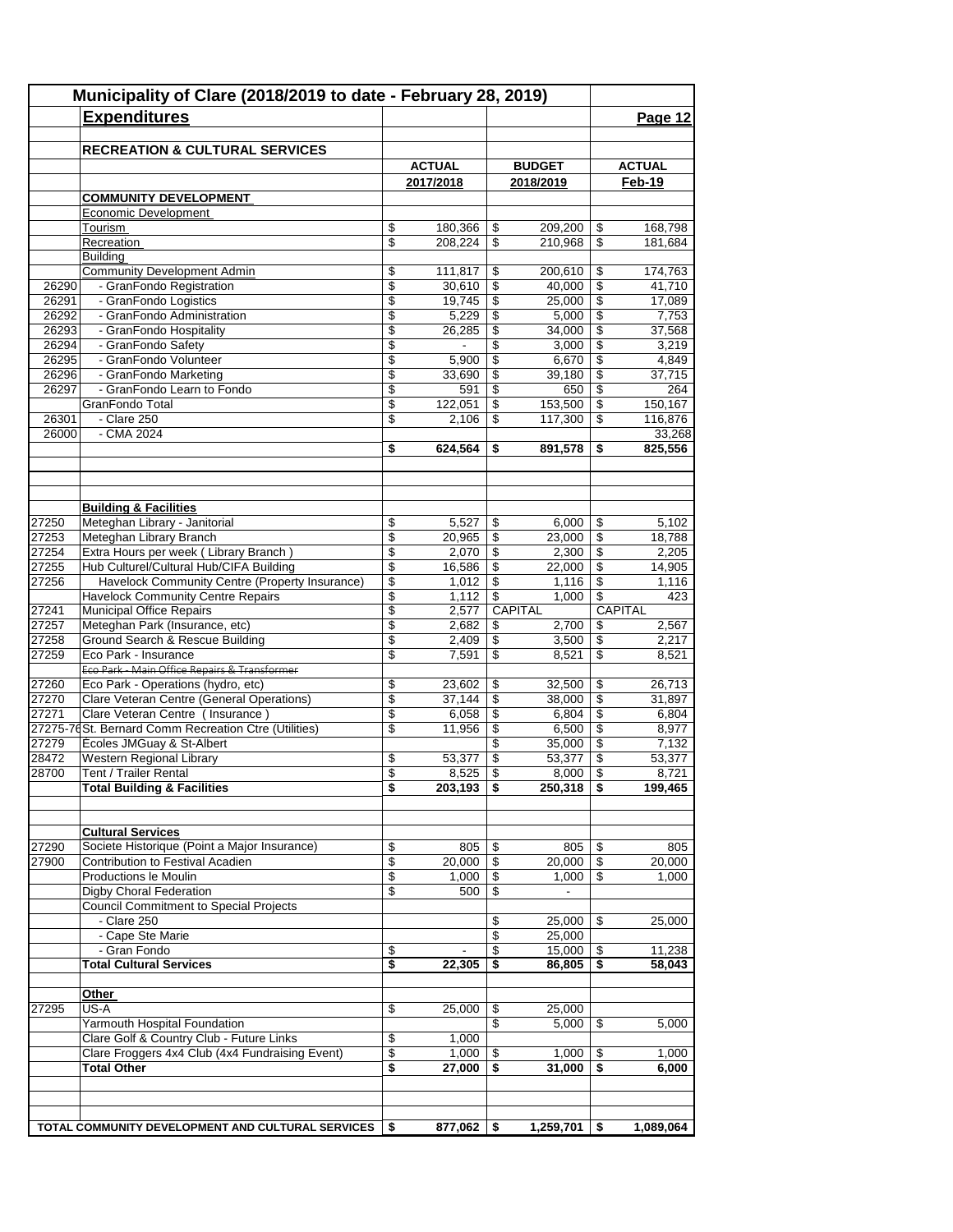# Municipality of Clare (2018/2019 to date - February 28, 2019)

## Expenditures

**Page 12**

### RECREATION & CULTURAL SERVICES

| | | ACTUAL 2017/2018 | BUDGET 2018/2019 | ACTUAL Feb-19 |
|---|---|---|---|---|
| | **COMMUNITY DEVELOPMENT** | | | |
| | Economic Development | | | |
| | Tourism | $ 180,366 | $ 209,200 | $ 168,798 |
| | Recreation | $ 208,224 | $ 210,968 | $ 181,684 |
| | Building | | | |
| | Community Development Admin | $ 111,817 | $ 200,610 | $ 174,763 |
| 26290 | - GranFondo Registration | $ 30,610 | $ 40,000 | $ 41,710 |
| 26291 | - GranFondo Logistics | $ 19,745 | $ 25,000 | $ 17,089 |
| 26292 | - GranFondo Administration | $ 5,229 | $ 5,000 | $ 7,753 |
| 26293 | - GranFondo Hospitality | $ 26,285 | $ 34,000 | $ 37,568 |
| 26294 | - GranFondo Safety | $ - | $ 3,000 | $ 3,219 |
| 26295 | - GranFondo Volunteer | $ 5,900 | $ 6,670 | $ 4,849 |
| 26296 | - GranFondo Marketing | $ 33,690 | $ 39,180 | $ 37,715 |
| 26297 | - GranFondo Learn to Fondo | $ 591 | $ 650 | $ 264 |
| | GranFondo Total | $ 122,051 | $ 153,500 | $ 150,167 |
| 26301 | - Clare 250 | $ 2,106 | $ 117,300 | $ 116,876 |
| 26000 | - CMA 2024 | | | 33,268 |
| | | **$ 624,564** | **$ 891,578** | **$ 825,556** |
| | | | | |
| | **Building & Facilities** | | | |
| 27250 | Meteghan Library - Janitorial | $ 5,527 | $ 6,000 | $ 5,102 |
| 27253 | Meteghan Library Branch | $ 20,965 | $ 23,000 | $ 18,788 |
| 27254 | Extra Hours per week ( Library Branch ) | $ 2,070 | $ 2,300 | $ 2,205 |
| 27255 | Hub Culturel/Cultural Hub/CIFA Building | $ 16,586 | $ 22,000 | $ 14,905 |
| 27256 | Havelock Community Centre (Property Insurance) | $ 1,012 | $ 1,116 | $ 1,116 |
| | Havelock Community Centre Repairs | $ 1,112 | $ 1,000 | $ 423 |
| 27241 | Municipal Office Repairs | $ 2,577 | CAPITAL | CAPITAL |
| 27257 | Meteghan Park (Insurance, etc) | $ 2,682 | $ 2,700 | $ 2,567 |
| 27258 | Ground Search & Rescue Building | $ 2,409 | $ 3,500 | $ 2,217 |
| 27259 | Eco Park - Insurance | $ 7,591 | $ 8,521 | $ 8,521 |
| | ~~Eco Park - Main Office Repairs & Transformer~~ | | | |
| 27260 | Eco Park - Operations (hydro, etc) | $ 23,602 | $ 32,500 | $ 26,713 |
| 27270 | Clare Veteran Centre (General Operations) | $ 37,144 | $ 38,000 | $ 31,897 |
| 27271 | Clare Veteran Centre ( Insurance ) | $ 6,058 | $ 6,804 | $ 6,804 |
| 27275-76 | St. Bernard Comm Recreation Ctre (Utilities) | $ 11,956 | $ 6,500 | $ 8,977 |
| 27279 | Écoles JMGuay & St-Albert | | $ 35,000 | $ 7,132 |
| 28472 | Western Regional Library | $ 53,377 | $ 53,377 | $ 53,377 |
| 28700 | Tent / Trailer Rental | $ 8,525 | $ 8,000 | $ 8,721 |
| | **Total Building & Facilities** | **$ 203,193** | **$ 250,318** | **$ 199,465** |
| | | | | |
| | **Cultural Services** | | | |
| 27290 | Societe Historique (Point a Major Insurance) | $ 805 | $ 805 | $ 805 |
| 27900 | Contribution to Festival Acadien | $ 20,000 | $ 20,000 | $ 20,000 |
| | Productions le Moulin | $ 1,000 | $ 1,000 | $ 1,000 |
| | Digby Choral Federation | $ 500 | $ - | |
| | Council Commitment to Special Projects | | | |
| | - Clare 250 | | $ 25,000 | $ 25,000 |
| | - Cape Ste Marie | | $ 25,000 | |
| | - Gran Fondo | $ - | $ 15,000 | $ 11,238 |
| | **Total Cultural Services** | **$ 22,305** | **$ 86,805** | **$ 58,043** |
| | | | | |
| | **Other** | | | |
| 27295 | US-A | $ 25,000 | $ 25,000 | |
| | Yarmouth Hospital Foundation | | $ 5,000 | $ 5,000 |
| | Clare Golf & Country Club - Future Links | $ 1,000 | | |
| | Clare Froggers 4x4 Club (4x4 Fundraising Event) | $ 1,000 | $ 1,000 | $ 1,000 |
| | **Total Other** | **$ 27,000** | **$ 31,000** | **$ 6,000** |
| | | | | |
| **TOTAL COMMUNITY DEVELOPMENT AND CULTURAL SERVICES** | | **$ 877,062** | **$ 1,259,701** | **$ 1,089,064** |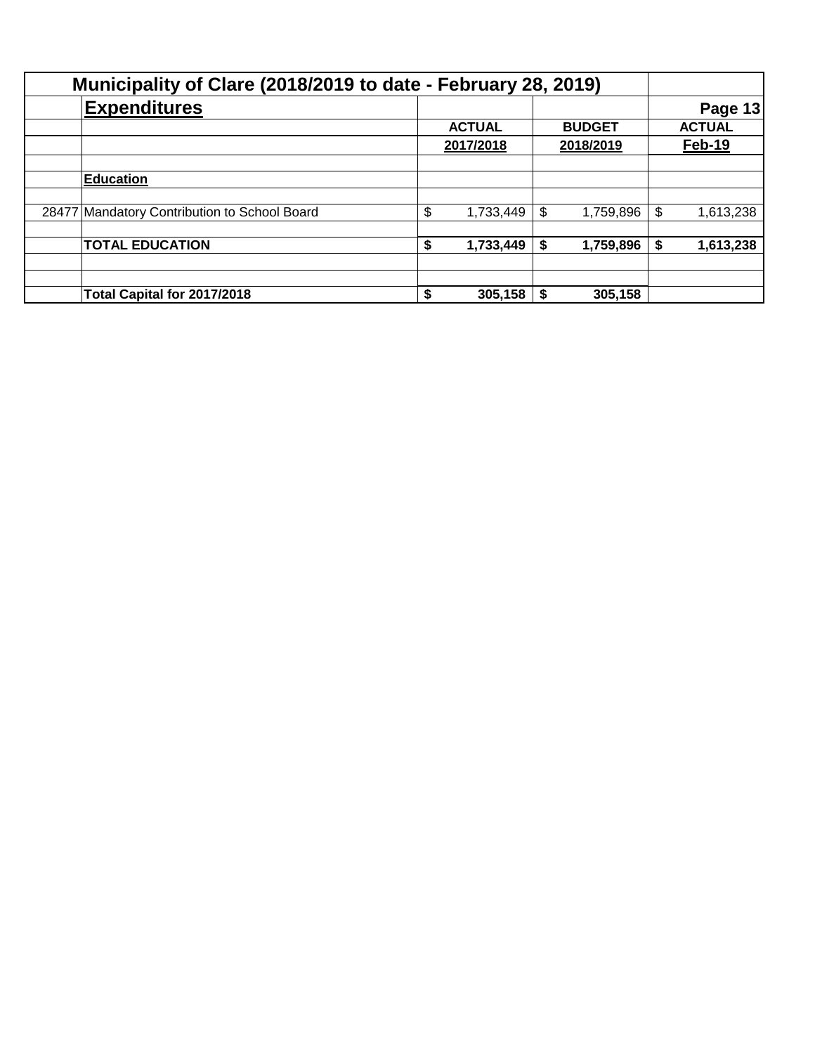# Municipality of Clare (2018/2019 to date - February 28, 2019)

## Expenditures

| | | ACTUAL 2017/2018 | BUDGET 2018/2019 | ACTUAL Feb-19 |
|---|---|---|---|---|
| | **Education** | | | |
| 28477 | Mandatory Contribution to School Board | $ 1,733,449 | $ 1,759,896 | $ 1,613,238 |
| | **TOTAL EDUCATION** | **$ 1,733,449** | **$ 1,759,896** | **$ 1,613,238** |
| | **Total Capital for 2017/2018** | **$ 305,158** | **$ 305,158** | |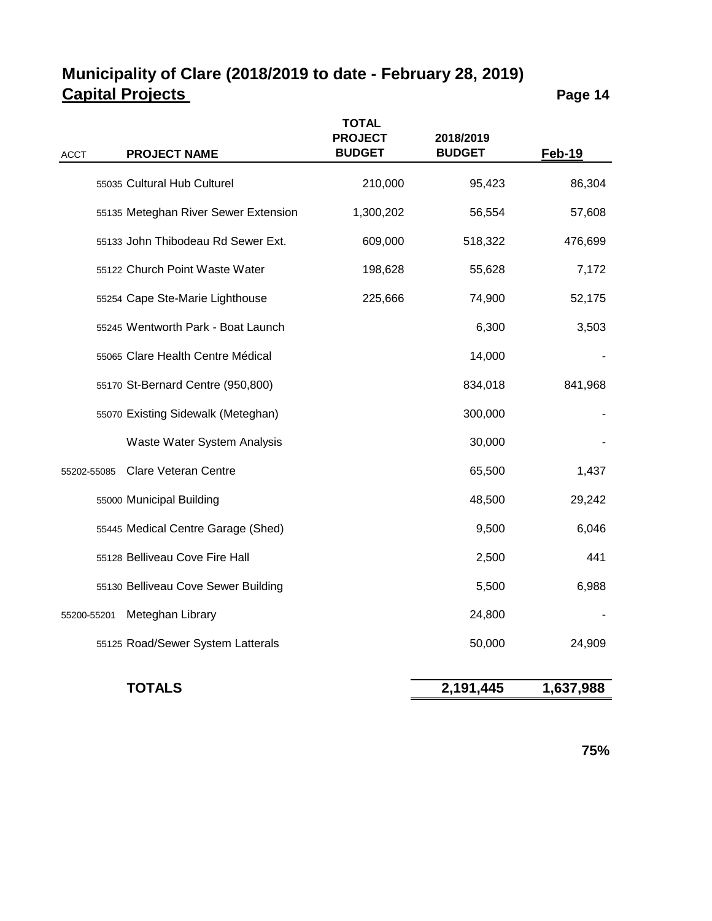# Municipality of Clare (2018/2019 to date - February 28, 2019)

## Capital Projects

| ACCT | PROJECT NAME | TOTAL PROJECT BUDGET | 2018/2019 BUDGET | Feb-19 |
|---|---|---|---|---|
| 55035 | Cultural Hub Culturel | 210,000 | 95,423 | 86,304 |
| 55135 | Meteghan River Sewer Extension | 1,300,202 | 56,554 | 57,608 |
| 55133 | John Thibodeau Rd Sewer Ext. | 609,000 | 518,322 | 476,699 |
| 55122 | Church Point Waste Water | 198,628 | 55,628 | 7,172 |
| 55254 | Cape Ste-Marie Lighthouse | 225,666 | 74,900 | 52,175 |
| 55245 | Wentworth Park - Boat Launch | | 6,300 | 3,503 |
| 55065 | Clare Health Centre Médical | | 14,000 | - |
| 55170 | St-Bernard Centre (950,800) | | 834,018 | 841,968 |
| 55070 | Existing Sidewalk (Meteghan) | | 300,000 | - |
| | Waste Water System Analysis | | 30,000 | - |
| 55202-55085 | Clare Veteran Centre | | 65,500 | 1,437 |
| 55000 | Municipal Building | | 48,500 | 29,242 |
| 55445 | Medical Centre Garage (Shed) | | 9,500 | 6,046 |
| 55128 | Belliveau Cove Fire Hall | | 2,500 | 441 |
| 55130 | Belliveau Cove Sewer Building | | 5,500 | 6,988 |
| 55200-55201 | Meteghan Library | | 24,800 | - |
| 55125 | Road/Sewer System Latterals | | 50,000 | 24,909 |
| | **TOTALS** | | **2,191,445** | **1,637,988** |

**75%**